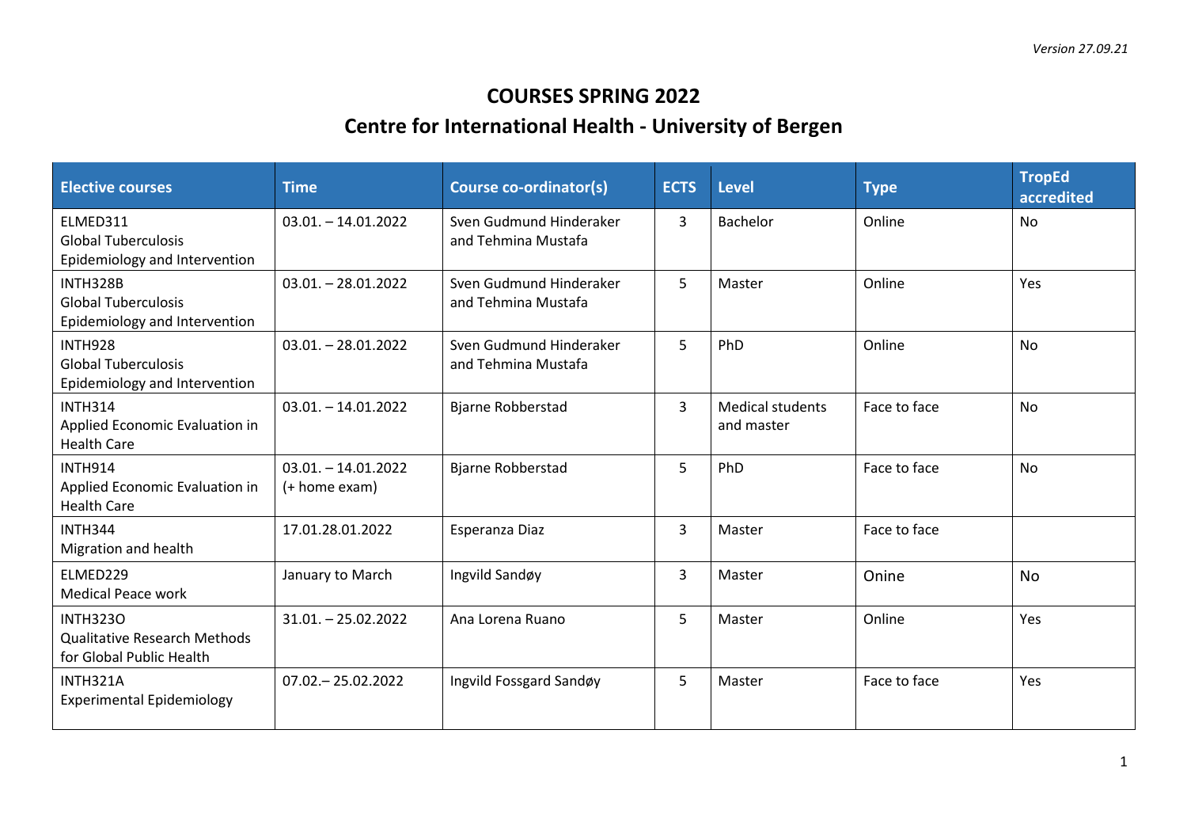*Version 27.09.21*

# COURSES SPRING 2022

## Centre for International Health - University of Bergen

| Elective courses | Time | Course co-ordinator(s) | ECTS | Level | Type | TropEd accredited |
|---|---|---|---|---|---|---|
| ELMED311 Global Tuberculosis Epidemiology and Intervention | 03.01. – 14.01.2022 | Sven Gudmund Hinderaker and Tehmina Mustafa | 3 | Bachelor | Online | No |
| INTH328B Global Tuberculosis Epidemiology and Intervention | 03.01. – 28.01.2022 | Sven Gudmund Hinderaker and Tehmina Mustafa | 5 | Master | Online | Yes |
| INTH928 Global Tuberculosis Epidemiology and Intervention | 03.01. – 28.01.2022 | Sven Gudmund Hinderaker and Tehmina Mustafa | 5 | PhD | Online | No |
| INTH314 Applied Economic Evaluation in Health Care | 03.01. – 14.01.2022 | Bjarne Robberstad | 3 | Medical students and master | Face to face | No |
| INTH914 Applied Economic Evaluation in Health Care | 03.01. – 14.01.2022 (+ home exam) | Bjarne Robberstad | 5 | PhD | Face to face | No |
| INTH344 Migration and health | 17.01.28.01.2022 | Esperanza Diaz | 3 | Master | Face to face | |
| ELMED229 Medical Peace work | January to March | Ingvild Sandøy | 3 | Master | Onine | No |
| INTH323O Qualitative Research Methods for Global Public Health | 31.01. – 25.02.2022 | Ana Lorena Ruano | 5 | Master | Online | Yes |
| INTH321A Experimental Epidemiology | 07.02.– 25.02.2022 | Ingvild Fossgard Sandøy | 5 | Master | Face to face | Yes |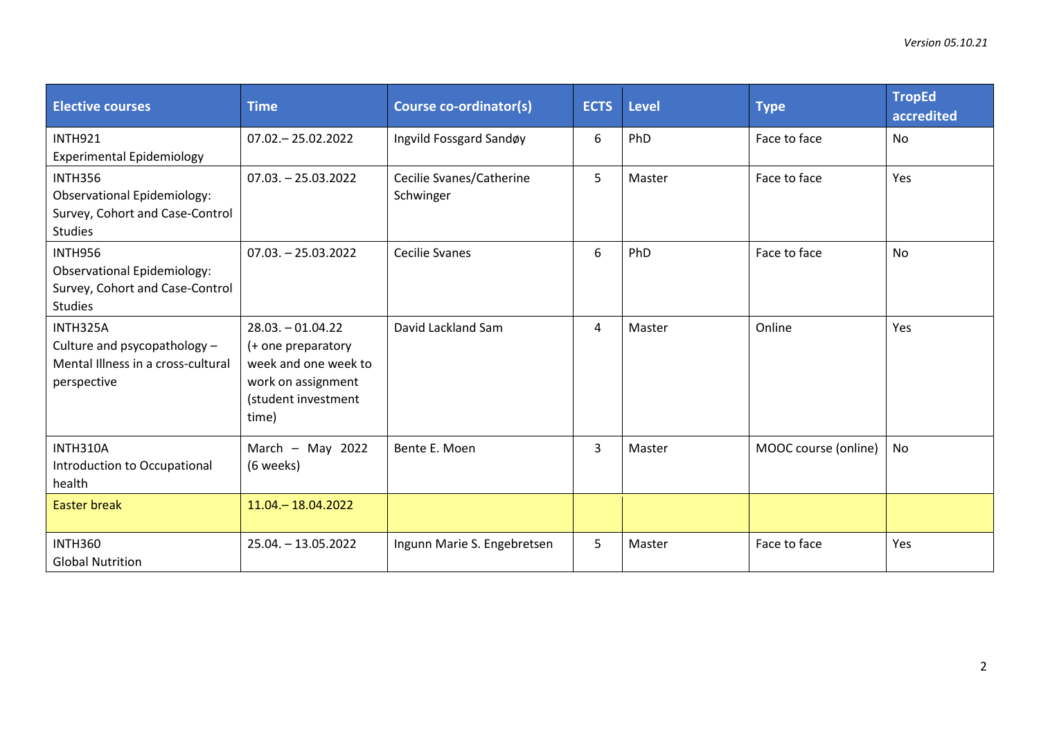| Elective courses | Time | Course co-ordinator(s) | ECTS | Level | Type | TropEd accredited |
|---|---|---|---|---|---|---|
| INTH921 Experimental Epidemiology | 07.02.– 25.02.2022 | Ingvild Fossgard Sandøy | 6 | PhD | Face to face | No |
| INTH356 Observational Epidemiology: Survey, Cohort and Case-Control Studies | 07.03. – 25.03.2022 | Cecilie Svanes/Catherine Schwinger | 5 | Master | Face to face | Yes |
| INTH956 Observational Epidemiology: Survey, Cohort and Case-Control Studies | 07.03. – 25.03.2022 | Cecilie Svanes | 6 | PhD | Face to face | No |
| INTH325A Culture and psycopathology – Mental Illness in a cross-cultural perspective | 28.03. – 01.04.22 (+ one preparatory week and one week to work on assignment (student investment time) | David Lackland Sam | 4 | Master | Online | Yes |
| INTH310A Introduction to Occupational health | March – May 2022 (6 weeks) | Bente E. Moen | 3 | Master | MOOC course (online) | No |
| Easter break | 11.04.– 18.04.2022 | | | | | |
| INTH360 Global Nutrition | 25.04. – 13.05.2022 | Ingunn Marie S. Engebretsen | 5 | Master | Face to face | Yes |